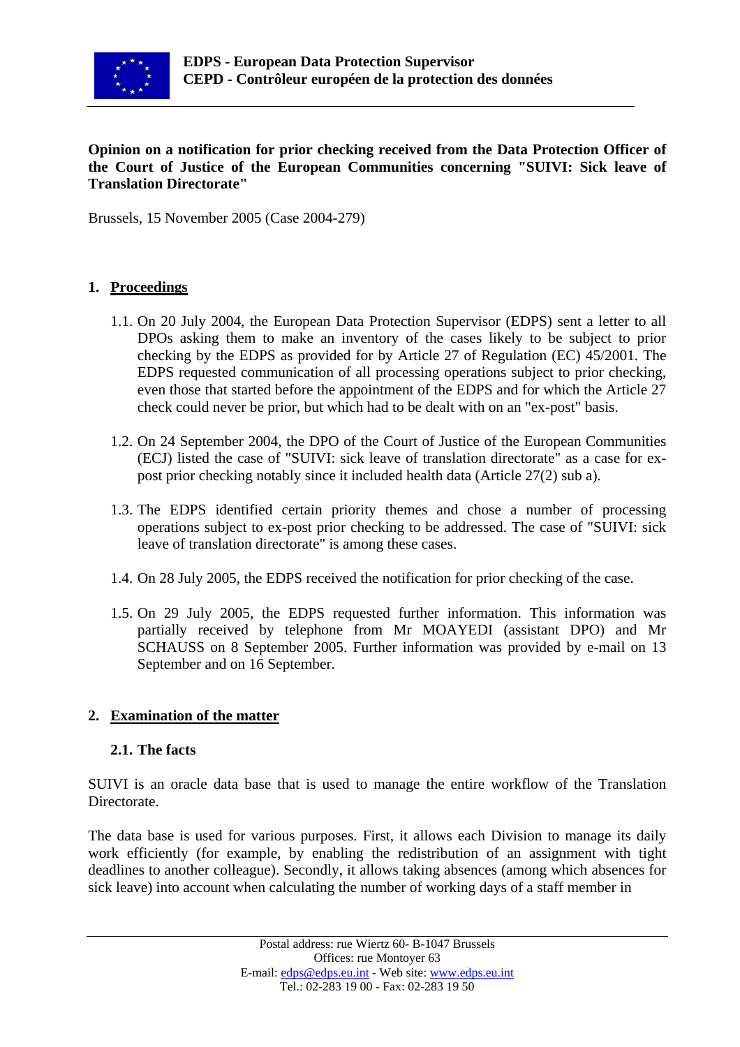**EDPS - European Data Protection Supervisor**
**CEPD - Contrôleur européen de la protection des données**

**Opinion on a notification for prior checking received from the Data Protection Officer of the Court of Justice of the European Communities concerning "SUIVI: Sick leave of Translation Directorate"**

Brussels, 15 November 2005 (Case 2004-279)

## 1. Proceedings

1.1. On 20 July 2004, the European Data Protection Supervisor (EDPS) sent a letter to all DPOs asking them to make an inventory of the cases likely to be subject to prior checking by the EDPS as provided for by Article 27 of Regulation (EC) 45/2001. The EDPS requested communication of all processing operations subject to prior checking, even those that started before the appointment of the EDPS and for which the Article 27 check could never be prior, but which had to be dealt with on an "ex-post" basis.

1.2. On 24 September 2004, the DPO of the Court of Justice of the European Communities (ECJ) listed the case of "SUIVI: sick leave of translation directorate" as a case for ex-post prior checking notably since it included health data (Article 27(2) sub a).

1.3. The EDPS identified certain priority themes and chose a number of processing operations subject to ex-post prior checking to be addressed. The case of "SUIVI: sick leave of translation directorate" is among these cases.

1.4. On 28 July 2005, the EDPS received the notification for prior checking of the case.

1.5. On 29 July 2005, the EDPS requested further information. This information was partially received by telephone from Mr MOAYEDI (assistant DPO) and Mr SCHAUSS on 8 September 2005. Further information was provided by e-mail on 13 September and on 16 September.

## 2. Examination of the matter

### 2.1. The facts

SUIVI is an oracle data base that is used to manage the entire workflow of the Translation Directorate.

The data base is used for various purposes. First, it allows each Division to manage its daily work efficiently (for example, by enabling the redistribution of an assignment with tight deadlines to another colleague). Secondly, it allows taking absences (among which absences for sick leave) into account when calculating the number of working days of a staff member in

Postal address: rue Wiertz 60- B-1047 Brussels
Offices: rue Montoyer 63
E-mail: edps@edps.eu.int - Web site: www.edps.eu.int
Tel.: 02-283 19 00 - Fax: 02-283 19 50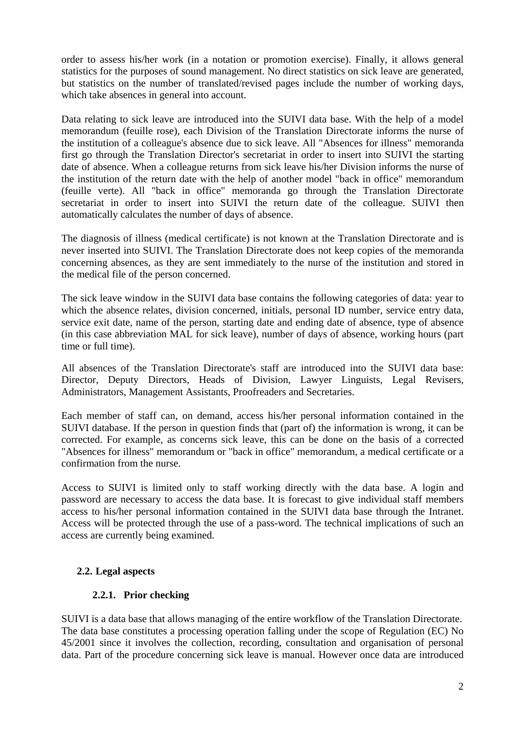order to assess his/her work (in a notation or promotion exercise). Finally, it allows general statistics for the purposes of sound management. No direct statistics on sick leave are generated, but statistics on the number of translated/revised pages include the number of working days, which take absences in general into account.

Data relating to sick leave are introduced into the SUIVI data base. With the help of a model memorandum (feuille rose), each Division of the Translation Directorate informs the nurse of the institution of a colleague's absence due to sick leave. All "Absences for illness" memoranda first go through the Translation Director's secretariat in order to insert into SUIVI the starting date of absence. When a colleague returns from sick leave his/her Division informs the nurse of the institution of the return date with the help of another model "back in office" memorandum (feuille verte). All "back in office" memoranda go through the Translation Directorate secretariat in order to insert into SUIVI the return date of the colleague. SUIVI then automatically calculates the number of days of absence.

The diagnosis of illness (medical certificate) is not known at the Translation Directorate and is never inserted into SUIVI. The Translation Directorate does not keep copies of the memoranda concerning absences, as they are sent immediately to the nurse of the institution and stored in the medical file of the person concerned.

The sick leave window in the SUIVI data base contains the following categories of data: year to which the absence relates, division concerned, initials, personal ID number, service entry data, service exit date, name of the person, starting date and ending date of absence, type of absence (in this case abbreviation MAL for sick leave), number of days of absence, working hours (part time or full time).

All absences of the Translation Directorate's staff are introduced into the SUIVI data base: Director, Deputy Directors, Heads of Division, Lawyer Linguists, Legal Revisers, Administrators, Management Assistants, Proofreaders and Secretaries.

Each member of staff can, on demand, access his/her personal information contained in the SUIVI database. If the person in question finds that (part of) the information is wrong, it can be corrected. For example, as concerns sick leave, this can be done on the basis of a corrected "Absences for illness" memorandum or "back in office" memorandum, a medical certificate or a confirmation from the nurse.

Access to SUIVI is limited only to staff working directly with the data base. A login and password are necessary to access the data base. It is forecast to give individual staff members access to his/her personal information contained in the SUIVI data base through the Intranet. Access will be protected through the use of a pass-word. The technical implications of such an access are currently being examined.

## 2.2. Legal aspects

### 2.2.1. Prior checking

SUIVI is a data base that allows managing of the entire workflow of the Translation Directorate. The data base constitutes a processing operation falling under the scope of Regulation (EC) No 45/2001 since it involves the collection, recording, consultation and organisation of personal data. Part of the procedure concerning sick leave is manual. However once data are introduced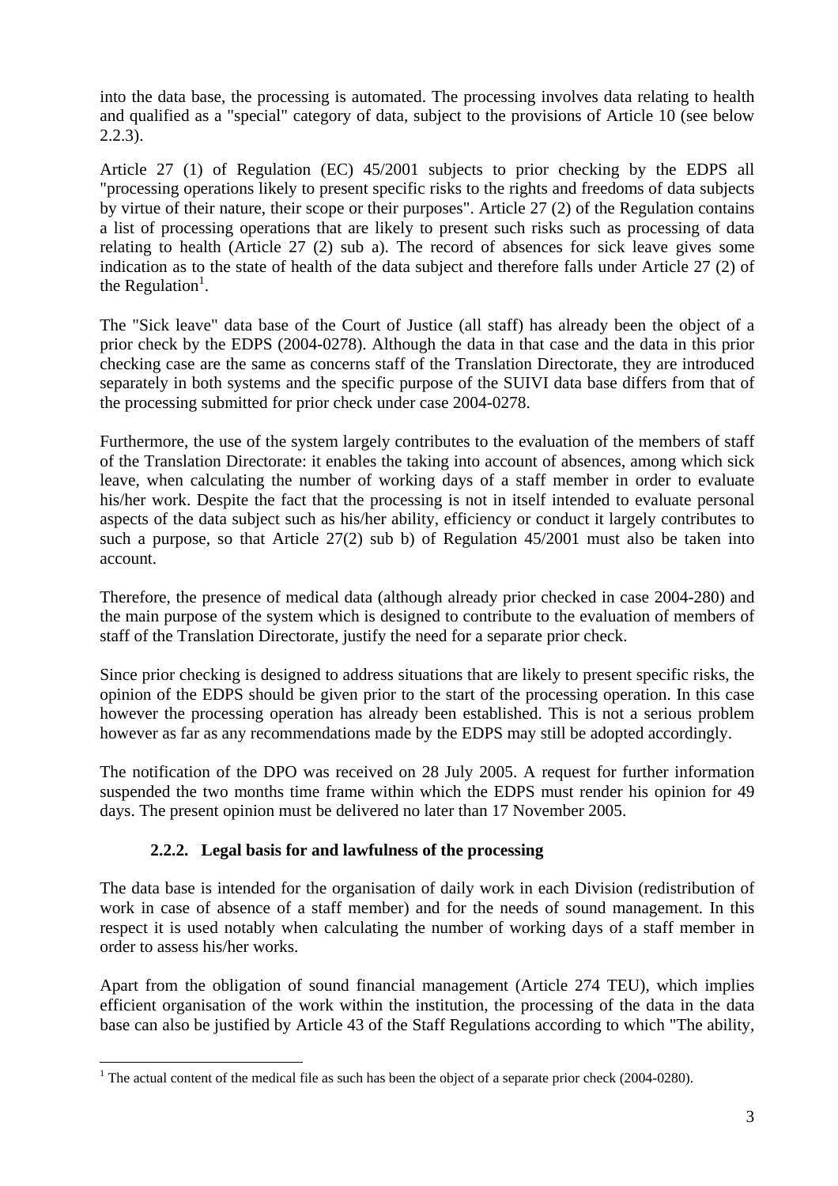into the data base, the processing is automated. The processing involves data relating to health and qualified as a "special" category of data, subject to the provisions of Article 10 (see below 2.2.3).

Article 27 (1) of Regulation (EC) 45/2001 subjects to prior checking by the EDPS all "processing operations likely to present specific risks to the rights and freedoms of data subjects by virtue of their nature, their scope or their purposes". Article 27 (2) of the Regulation contains a list of processing operations that are likely to present such risks such as processing of data relating to health (Article 27 (2) sub a). The record of absences for sick leave gives some indication as to the state of health of the data subject and therefore falls under Article 27 (2) of the Regulation[1].

The "Sick leave" data base of the Court of Justice (all staff) has already been the object of a prior check by the EDPS (2004-0278). Although the data in that case and the data in this prior checking case are the same as concerns staff of the Translation Directorate, they are introduced separately in both systems and the specific purpose of the SUIVI data base differs from that of the processing submitted for prior check under case 2004-0278.

Furthermore, the use of the system largely contributes to the evaluation of the members of staff of the Translation Directorate: it enables the taking into account of absences, among which sick leave, when calculating the number of working days of a staff member in order to evaluate his/her work. Despite the fact that the processing is not in itself intended to evaluate personal aspects of the data subject such as his/her ability, efficiency or conduct it largely contributes to such a purpose, so that Article 27(2) sub b) of Regulation 45/2001 must also be taken into account.

Therefore, the presence of medical data (although already prior checked in case 2004-280) and the main purpose of the system which is designed to contribute to the evaluation of members of staff of the Translation Directorate, justify the need for a separate prior check.

Since prior checking is designed to address situations that are likely to present specific risks, the opinion of the EDPS should be given prior to the start of the processing operation. In this case however the processing operation has already been established. This is not a serious problem however as far as any recommendations made by the EDPS may still be adopted accordingly.

The notification of the DPO was received on 28 July 2005. A request for further information suspended the two months time frame within which the EDPS must render his opinion for 49 days. The present opinion must be delivered no later than 17 November 2005.

### 2.2.2. Legal basis for and lawfulness of the processing

The data base is intended for the organisation of daily work in each Division (redistribution of work in case of absence of a staff member) and for the needs of sound management. In this respect it is used notably when calculating the number of working days of a staff member in order to assess his/her works.

Apart from the obligation of sound financial management (Article 274 TEU), which implies efficient organisation of the work within the institution, the processing of the data in the data base can also be justified by Article 43 of the Staff Regulations according to which "The ability,

[1] The actual content of the medical file as such has been the object of a separate prior check (2004-0280).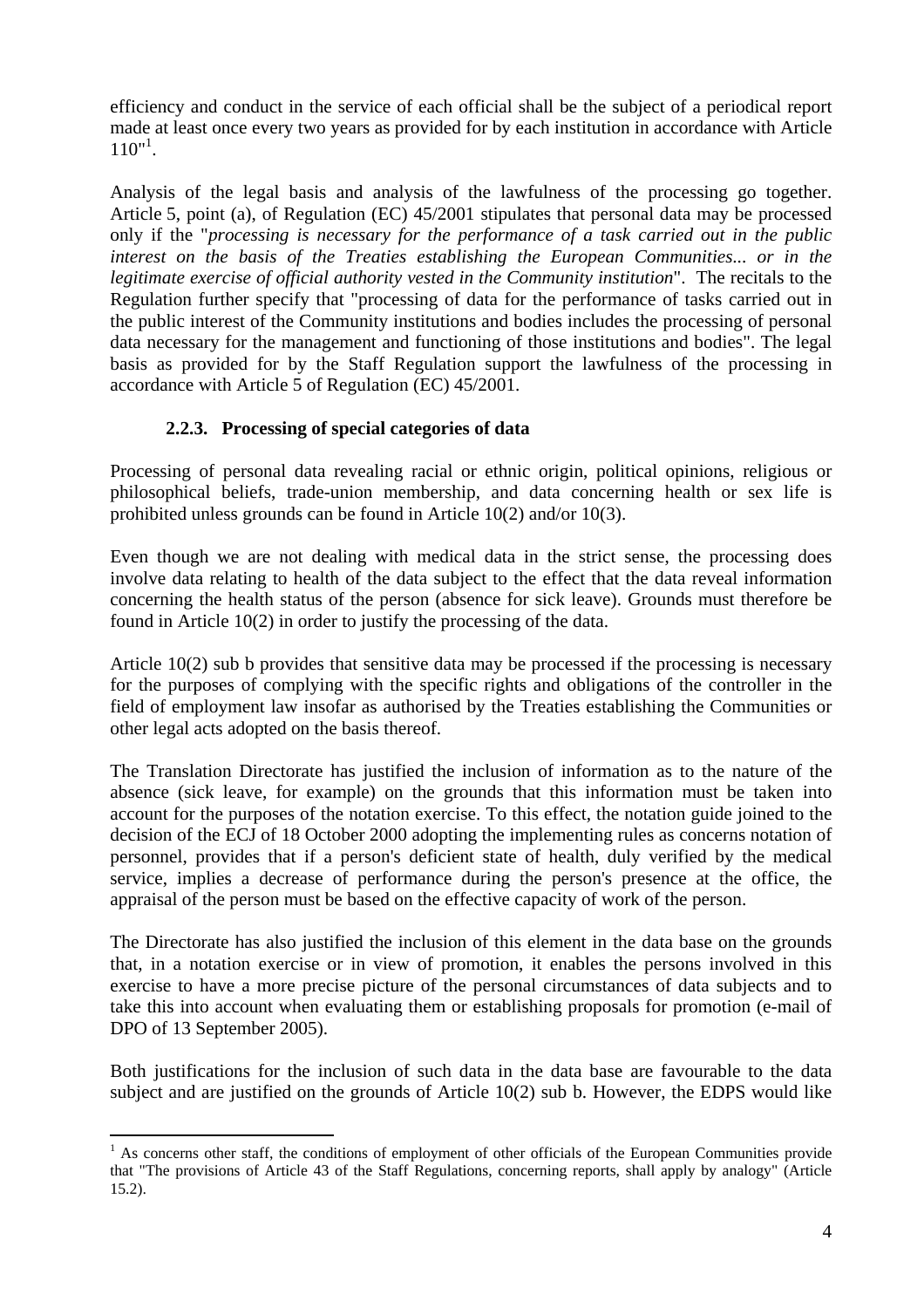efficiency and conduct in the service of each official shall be the subject of a periodical report made at least once every two years as provided for by each institution in accordance with Article 110"[1].

Analysis of the legal basis and analysis of the lawfulness of the processing go together. Article 5, point (a), of Regulation (EC) 45/2001 stipulates that personal data may be processed only if the "*processing is necessary for the performance of a task carried out in the public interest on the basis of the Treaties establishing the European Communities... or in the legitimate exercise of official authority vested in the Community institution*". The recitals to the Regulation further specify that "processing of data for the performance of tasks carried out in the public interest of the Community institutions and bodies includes the processing of personal data necessary for the management and functioning of those institutions and bodies". The legal basis as provided for by the Staff Regulation support the lawfulness of the processing in accordance with Article 5 of Regulation (EC) 45/2001.

### 2.2.3. Processing of special categories of data

Processing of personal data revealing racial or ethnic origin, political opinions, religious or philosophical beliefs, trade-union membership, and data concerning health or sex life is prohibited unless grounds can be found in Article 10(2) and/or 10(3).

Even though we are not dealing with medical data in the strict sense, the processing does involve data relating to health of the data subject to the effect that the data reveal information concerning the health status of the person (absence for sick leave). Grounds must therefore be found in Article 10(2) in order to justify the processing of the data.

Article 10(2) sub b provides that sensitive data may be processed if the processing is necessary for the purposes of complying with the specific rights and obligations of the controller in the field of employment law insofar as authorised by the Treaties establishing the Communities or other legal acts adopted on the basis thereof.

The Translation Directorate has justified the inclusion of information as to the nature of the absence (sick leave, for example) on the grounds that this information must be taken into account for the purposes of the notation exercise. To this effect, the notation guide joined to the decision of the ECJ of 18 October 2000 adopting the implementing rules as concerns notation of personnel, provides that if a person's deficient state of health, duly verified by the medical service, implies a decrease of performance during the person's presence at the office, the appraisal of the person must be based on the effective capacity of work of the person.

The Directorate has also justified the inclusion of this element in the data base on the grounds that, in a notation exercise or in view of promotion, it enables the persons involved in this exercise to have a more precise picture of the personal circumstances of data subjects and to take this into account when evaluating them or establishing proposals for promotion (e-mail of DPO of 13 September 2005).

Both justifications for the inclusion of such data in the data base are favourable to the data subject and are justified on the grounds of Article 10(2) sub b. However, the EDPS would like

---

[1] As concerns other staff, the conditions of employment of other officials of the European Communities provide that "The provisions of Article 43 of the Staff Regulations, concerning reports, shall apply by analogy" (Article 15.2).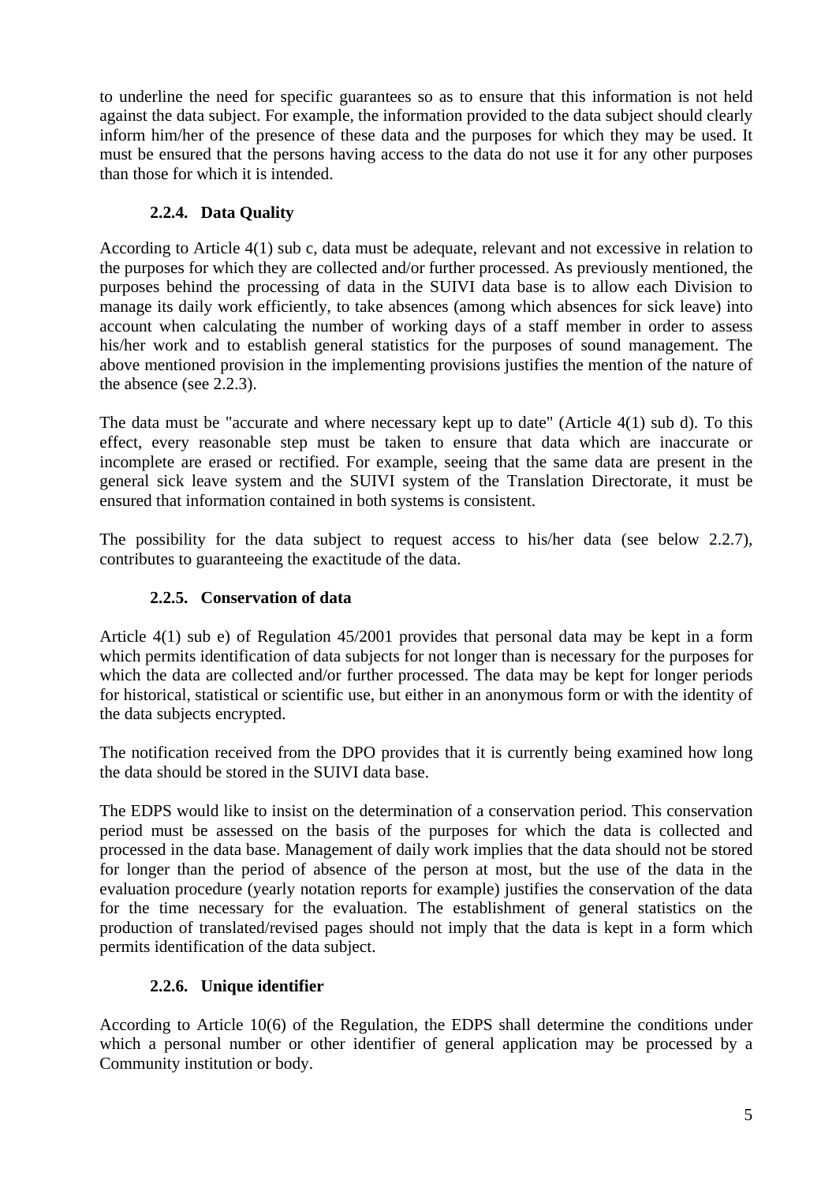to underline the need for specific guarantees so as to ensure that this information is not held against the data subject. For example, the information provided to the data subject should clearly inform him/her of the presence of these data and the purposes for which they may be used. It must be ensured that the persons having access to the data do not use it for any other purposes than those for which it is intended.

### 2.2.4. Data Quality

According to Article 4(1) sub c, data must be adequate, relevant and not excessive in relation to the purposes for which they are collected and/or further processed. As previously mentioned, the purposes behind the processing of data in the SUIVI data base is to allow each Division to manage its daily work efficiently, to take absences (among which absences for sick leave) into account when calculating the number of working days of a staff member in order to assess his/her work and to establish general statistics for the purposes of sound management. The above mentioned provision in the implementing provisions justifies the mention of the nature of the absence (see 2.2.3).

The data must be "accurate and where necessary kept up to date" (Article 4(1) sub d). To this effect, every reasonable step must be taken to ensure that data which are inaccurate or incomplete are erased or rectified. For example, seeing that the same data are present in the general sick leave system and the SUIVI system of the Translation Directorate, it must be ensured that information contained in both systems is consistent.

The possibility for the data subject to request access to his/her data (see below 2.2.7), contributes to guaranteeing the exactitude of the data.

### 2.2.5. Conservation of data

Article 4(1) sub e) of Regulation 45/2001 provides that personal data may be kept in a form which permits identification of data subjects for not longer than is necessary for the purposes for which the data are collected and/or further processed. The data may be kept for longer periods for historical, statistical or scientific use, but either in an anonymous form or with the identity of the data subjects encrypted.

The notification received from the DPO provides that it is currently being examined how long the data should be stored in the SUIVI data base.

The EDPS would like to insist on the determination of a conservation period. This conservation period must be assessed on the basis of the purposes for which the data is collected and processed in the data base. Management of daily work implies that the data should not be stored for longer than the period of absence of the person at most, but the use of the data in the evaluation procedure (yearly notation reports for example) justifies the conservation of the data for the time necessary for the evaluation. The establishment of general statistics on the production of translated/revised pages should not imply that the data is kept in a form which permits identification of the data subject.

### 2.2.6. Unique identifier

According to Article 10(6) of the Regulation, the EDPS shall determine the conditions under which a personal number or other identifier of general application may be processed by a Community institution or body.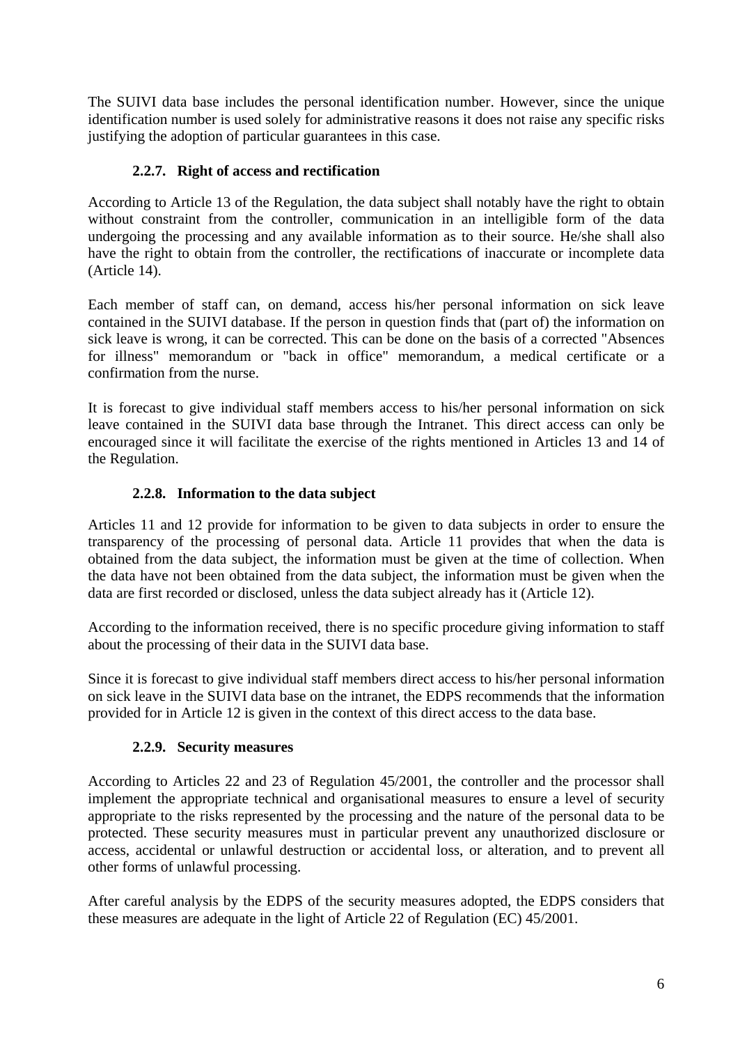The SUIVI data base includes the personal identification number. However, since the unique identification number is used solely for administrative reasons it does not raise any specific risks justifying the adoption of particular guarantees in this case.

### 2.2.7. Right of access and rectification

According to Article 13 of the Regulation, the data subject shall notably have the right to obtain without constraint from the controller, communication in an intelligible form of the data undergoing the processing and any available information as to their source. He/she shall also have the right to obtain from the controller, the rectifications of inaccurate or incomplete data (Article 14).

Each member of staff can, on demand, access his/her personal information on sick leave contained in the SUIVI database. If the person in question finds that (part of) the information on sick leave is wrong, it can be corrected. This can be done on the basis of a corrected "Absences for illness" memorandum or "back in office" memorandum, a medical certificate or a confirmation from the nurse.

It is forecast to give individual staff members access to his/her personal information on sick leave contained in the SUIVI data base through the Intranet. This direct access can only be encouraged since it will facilitate the exercise of the rights mentioned in Articles 13 and 14 of the Regulation.

### 2.2.8. Information to the data subject

Articles 11 and 12 provide for information to be given to data subjects in order to ensure the transparency of the processing of personal data. Article 11 provides that when the data is obtained from the data subject, the information must be given at the time of collection. When the data have not been obtained from the data subject, the information must be given when the data are first recorded or disclosed, unless the data subject already has it (Article 12).

According to the information received, there is no specific procedure giving information to staff about the processing of their data in the SUIVI data base.

Since it is forecast to give individual staff members direct access to his/her personal information on sick leave in the SUIVI data base on the intranet, the EDPS recommends that the information provided for in Article 12 is given in the context of this direct access to the data base.

### 2.2.9. Security measures

According to Articles 22 and 23 of Regulation 45/2001, the controller and the processor shall implement the appropriate technical and organisational measures to ensure a level of security appropriate to the risks represented by the processing and the nature of the personal data to be protected. These security measures must in particular prevent any unauthorized disclosure or access, accidental or unlawful destruction or accidental loss, or alteration, and to prevent all other forms of unlawful processing.

After careful analysis by the EDPS of the security measures adopted, the EDPS considers that these measures are adequate in the light of Article 22 of Regulation (EC) 45/2001.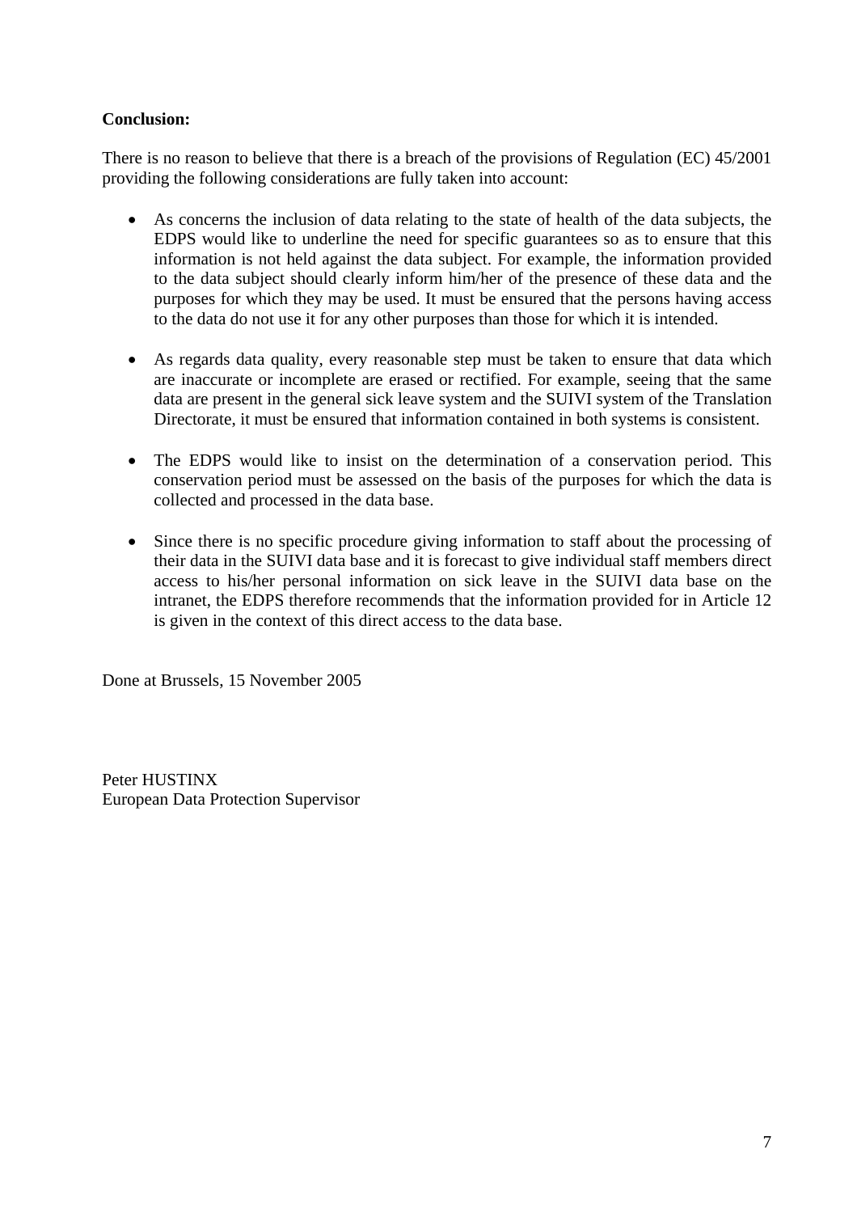**Conclusion:**

There is no reason to believe that there is a breach of the provisions of Regulation (EC) 45/2001 providing the following considerations are fully taken into account:

- As concerns the inclusion of data relating to the state of health of the data subjects, the EDPS would like to underline the need for specific guarantees so as to ensure that this information is not held against the data subject. For example, the information provided to the data subject should clearly inform him/her of the presence of these data and the purposes for which they may be used. It must be ensured that the persons having access to the data do not use it for any other purposes than those for which it is intended.

- As regards data quality, every reasonable step must be taken to ensure that data which are inaccurate or incomplete are erased or rectified. For example, seeing that the same data are present in the general sick leave system and the SUIVI system of the Translation Directorate, it must be ensured that information contained in both systems is consistent.

- The EDPS would like to insist on the determination of a conservation period. This conservation period must be assessed on the basis of the purposes for which the data is collected and processed in the data base.

- Since there is no specific procedure giving information to staff about the processing of their data in the SUIVI data base and it is forecast to give individual staff members direct access to his/her personal information on sick leave in the SUIVI data base on the intranet, the EDPS therefore recommends that the information provided for in Article 12 is given in the context of this direct access to the data base.

Done at Brussels, 15 November 2005

Peter HUSTINX
European Data Protection Supervisor